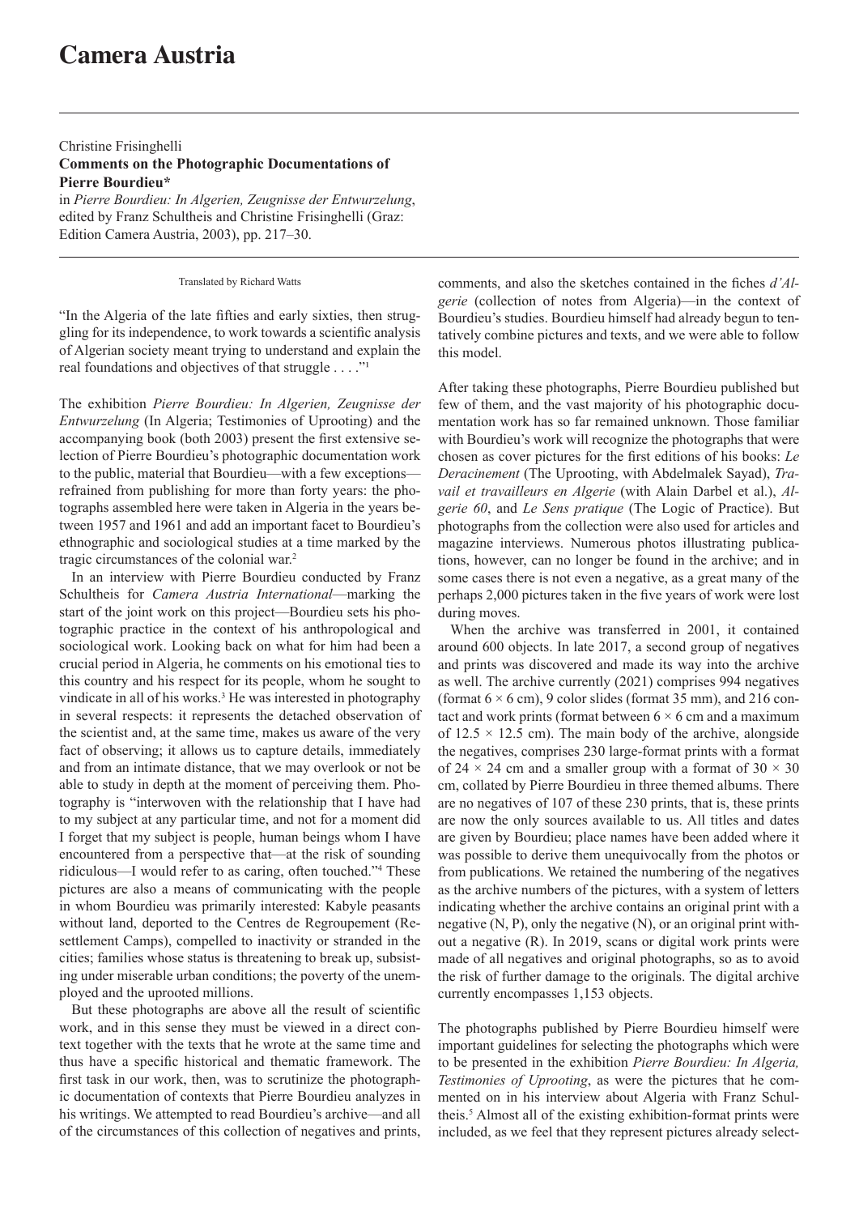# Camera Austria

Christine Frisinghelli
**Comments on the Photographic Documentations of Pierre Bourdieu***
in *Pierre Bourdieu: In Algerien, Zeugnisse der Entwurzelung*, edited by Franz Schultheis and Christine Frisinghelli (Graz: Edition Camera Austria, 2003), pp. 217–30.

Translated by Richard Watts

"In the Algeria of the late fifties and early sixties, then struggling for its independence, to work towards a scientific analysis of Algerian society meant trying to understand and explain the real foundations and objectives of that struggle . . . ."[1]

The exhibition *Pierre Bourdieu: In Algerien, Zeugnisse der Entwurzelung* (In Algeria; Testimonies of Uprooting) and the accompanying book (both 2003) present the first extensive selection of Pierre Bourdieu's photographic documentation work to the public, material that Bourdieu—with a few exceptions—refrained from publishing for more than forty years: the photographs assembled here were taken in Algeria in the years between 1957 and 1961 and add an important facet to Bourdieu's ethnographic and sociological studies at a time marked by the tragic circumstances of the colonial war.[2]

In an interview with Pierre Bourdieu conducted by Franz Schultheis for *Camera Austria International*—marking the start of the joint work on this project—Bourdieu sets his photographic practice in the context of his anthropological and sociological work. Looking back on what for him had been a crucial period in Algeria, he comments on his emotional ties to this country and his respect for its people, whom he sought to vindicate in all of his works.[3] He was interested in photography in several respects: it represents the detached observation of the scientist and, at the same time, makes us aware of the very fact of observing; it allows us to capture details, immediately and from an intimate distance, that we may overlook or not be able to study in depth at the moment of perceiving them. Photography is "interwoven with the relationship that I have had to my subject at any particular time, and not for a moment did I forget that my subject is people, human beings whom I have encountered from a perspective that—at the risk of sounding ridiculous—I would refer to as caring, often touched."[4] These pictures are also a means of communicating with the people in whom Bourdieu was primarily interested: Kabyle peasants without land, deported to the Centres de Regroupement (Resettlement Camps), compelled to inactivity or stranded in the cities; families whose status is threatening to break up, subsisting under miserable urban conditions; the poverty of the unemployed and the uprooted millions.

But these photographs are above all the result of scientific work, and in this sense they must be viewed in a direct context together with the texts that he wrote at the same time and thus have a specific historical and thematic framework. The first task in our work, then, was to scrutinize the photographic documentation of contexts that Pierre Bourdieu analyzes in his writings. We attempted to read Bourdieu's archive—and all of the circumstances of this collection of negatives and prints, comments, and also the sketches contained in the fiches *d'Algerie* (collection of work notes from Algeria)—in the context of Bourdieu's studies. Bourdieu himself had already begun to tentatively combine pictures and texts, and we were able to follow this model.

After taking these photographs, Pierre Bourdieu published but few of them, and the vast majority of his photographic documentation work has so far remained unknown. Those familiar with Bourdieu's work will recognize the photographs that were chosen as cover pictures for the first editions of his books: *Le Deracinement* (The Uprooting, with Abdelmalek Sayad), *Travail et travailleurs en Algerie* (with Alain Darbel et al.), *Algerie 60*, and *Le Sens pratique* (The Logic of Practice). But photographs from the collection were also used for articles and magazine interviews. Numerous photos illustrating publications, however, can no longer be found in the archive; and in some cases there is not even a negative, as a great many of the perhaps 2,000 pictures taken in the five years of work were lost during moves.

When the archive was transferred in 2001, it contained around 600 objects. In late 2017, a second group of negatives and prints was discovered and made its way into the archive as well. The archive currently (2021) comprises 994 negatives (format 6 × 6 cm), 9 color slides (format 35 mm), and 216 contact and work prints (format between 6 × 6 cm and a maximum of 12.5 × 12.5 cm). The main body of the archive, alongside the negatives, comprises 230 large-format prints with a format of 24 × 24 cm and a smaller group with a format of 30 × 30 cm, collated by Pierre Bourdieu in three themed albums. There are no negatives of 107 of these 230 prints, that is, these prints are now the only sources available to us. All titles and dates are given by Bourdieu; place names have been added where it was possible to derive them unequivocally from the photos or from publications. We retained the numbering of the negatives as the archive numbers of the pictures, with a system of letters indicating whether the archive contains an original print with a negative (N, P), only the negative (N), or an original print without a negative (R). In 2019, scans or digital work prints were made of all negatives and original photographs, so as to avoid the risk of further damage to the originals. The digital archive currently encompasses 1,153 objects.

The photographs published by Pierre Bourdieu himself were important guidelines for selecting the photographs which were to be presented in the exhibition *Pierre Bourdieu: In Algeria, Testimonies of Uprooting*, as were the pictures that he commented on in his interview about Algeria with Franz Schultheis.[5] Almost all of the existing exhibition-format prints were included, as we feel that they represent pictures already select-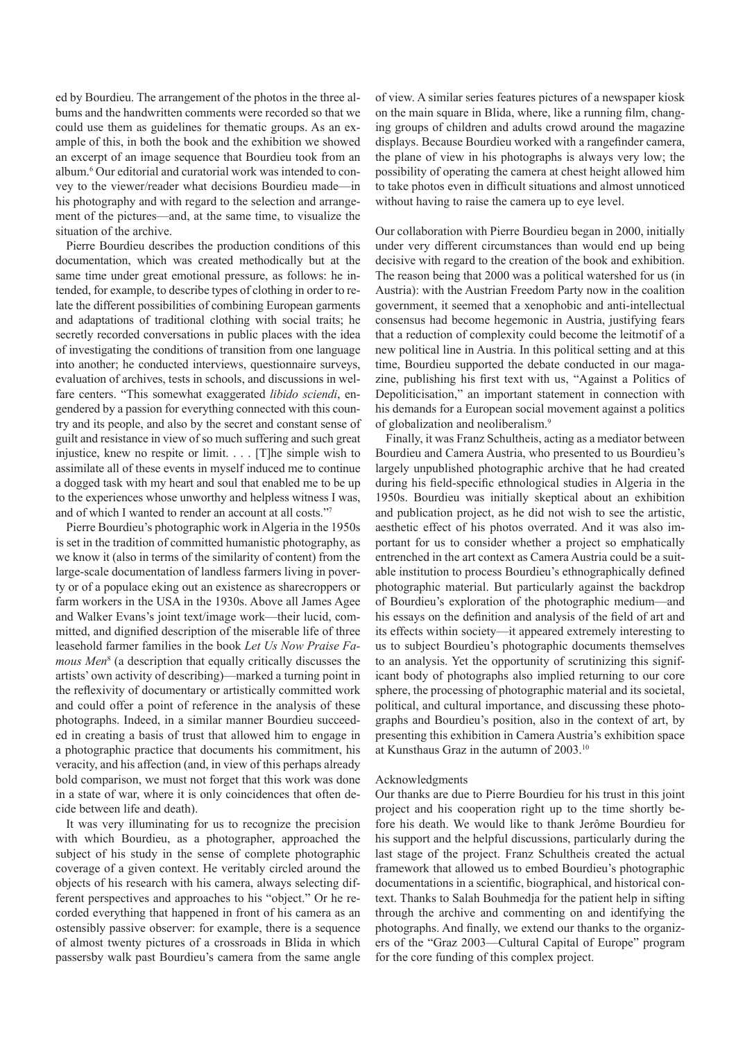ed by Bourdieu. The arrangement of the photos in the three albums and the handwritten comments were recorded so that we could use them as guidelines for thematic groups. As an example of this, in both the book and the exhibition we showed an excerpt of an image sequence that Bourdieu took from an album.[6] Our editorial and curatorial work was intended to convey to the viewer/reader what decisions Bourdieu made—in his photography and with regard to the selection and arrangement of the pictures—and, at the same time, to visualize the situation of the archive.

Pierre Bourdieu describes the production conditions of this documentation, which was created methodically but at the same time under great emotional pressure, as follows: he intended, for example, to describe types of clothing in order to relate the different possibilities of combining European garments and adaptations of traditional clothing with social traits; he secretly recorded conversations in public places with the idea of investigating the conditions of transition from one language into another; he conducted interviews, questionnaire surveys, evaluation of archives, tests in schools, and discussions in welfare centers. "This somewhat exaggerated *libido sciendi*, engendered by a passion for everything connected with this country and its people, and also by the secret and constant sense of guilt and resistance in view of so much suffering and such great injustice, knew no respite or limit. . . . [T]he simple wish to assimilate all of these events in myself induced me to continue a dogged task with my heart and soul that enabled me to be up to the experiences whose unworthy and helpless witness I was, and of which I wanted to render an account at all costs."[7]

Pierre Bourdieu's photographic work in Algeria in the 1950s is set in the tradition of committed humanistic photography, as we know it (also in terms of the similarity of content) from the large-scale documentation of landless farmers living in poverty or of a populace eking out an existence as sharecroppers or farm workers in the USA in the 1930s. Above all James Agee and Walker Evans's joint text/image work—their lucid, committed, and dignified description of the miserable life of three leasehold farmer families in the book *Let Us Now Praise Famous Men*[8] (a description that equally critically discusses the artists' own activity of describing)—marked a turning point in the reflexivity of documentary or artistically committed work and could offer a point of reference in the analysis of these photographs. Indeed, in a similar manner Bourdieu succeeded in creating a basis of trust that allowed him to engage in a photographic practice that documents his commitment, his veracity, and his affection (and, in view of this perhaps already bold comparison, we must not forget that this work was done in a state of war, where it is only coincidences that often decide between life and death).

It was very illuminating for us to recognize the precision with which Bourdieu, as a photographer, approached the subject of his study in the sense of complete photographic coverage of a given context. He veritably circled around the objects of his research with his camera, always selecting different perspectives and approaches to his "object." Or he recorded everything that happened in front of his camera as an ostensibly passive observer: for example, there is a sequence of almost twenty pictures of a crossroads in Blida in which passersby walk past Bourdieu's camera from the same angle of view. A similar series features pictures of a newspaper kiosk on the main square in Blida, where, like a running film, changing groups of children and adults crowd around the magazine displays. Because Bourdieu worked with a rangefinder camera, the plane of view in his photographs is always very low; the possibility of operating the camera at chest height allowed him to take photos even in difficult situations and almost unnoticed without having to raise the camera up to eye level.

Our collaboration with Pierre Bourdieu began in 2000, initially under very different circumstances than would end up being decisive with regard to the creation of the book and exhibition. The reason being that 2000 was a political watershed for us (in Austria): with the Austrian Freedom Party now in the coalition government, it seemed that a xenophobic and anti-intellectual consensus had become hegemonic in Austria, justifying fears that a reduction of complexity could become the leitmotif of a new political line in Austria. In this political setting and at this time, Bourdieu supported the debate conducted in our magazine, publishing his first text with us, "Against a Politics of Depoliticisation," an important statement in connection with his demands for a European social movement against a politics of globalization and neoliberalism.[9]

Finally, it was Franz Schultheis, acting as a mediator between Bourdieu and Camera Austria, who presented to us Bourdieu's largely unpublished photographic archive that he had created during his field-specific ethnological studies in Algeria in the 1950s. Bourdieu was initially skeptical about an exhibition and publication project, as he did not wish to see the artistic, aesthetic effect of his photos overrated. And it was also important for us to consider whether a project so emphatically entrenched in the art context as Camera Austria could be a suitable institution to process Bourdieu's ethnographically defined photographic material. But particularly against the backdrop of Bourdieu's exploration of the photographic medium—and his essays on the definition and analysis of the field of art and its effects within society—it appeared extremely interesting to us to subject Bourdieu's photographic documents themselves to an analysis. Yet the opportunity of scrutinizing this significant body of photographs also implied returning to our core sphere, the processing of photographic material and its societal, political, and cultural importance, and discussing these photographs and Bourdieu's position, also in the context of art, by presenting this exhibition in Camera Austria's exhibition space at Kunsthaus Graz in the autumn of 2003.[10]

Acknowledgments

Our thanks are due to Pierre Bourdieu for his trust in this joint project and his cooperation right up to the time shortly before his death. We would like to thank Jerôme Bourdieu for his support and the helpful discussions, particularly during the last stage of the project. Franz Schultheis created the actual framework that allowed us to embed Bourdieu's photographic documentations in a scientific, biographical, and historical context. Thanks to Salah Bouhmedja for the patient help in sifting through the archive and commenting on and identifying the photographs. And finally, we extend our thanks to the organizers of the "Graz 2003—Cultural Capital of Europe" program for the core funding of this complex project.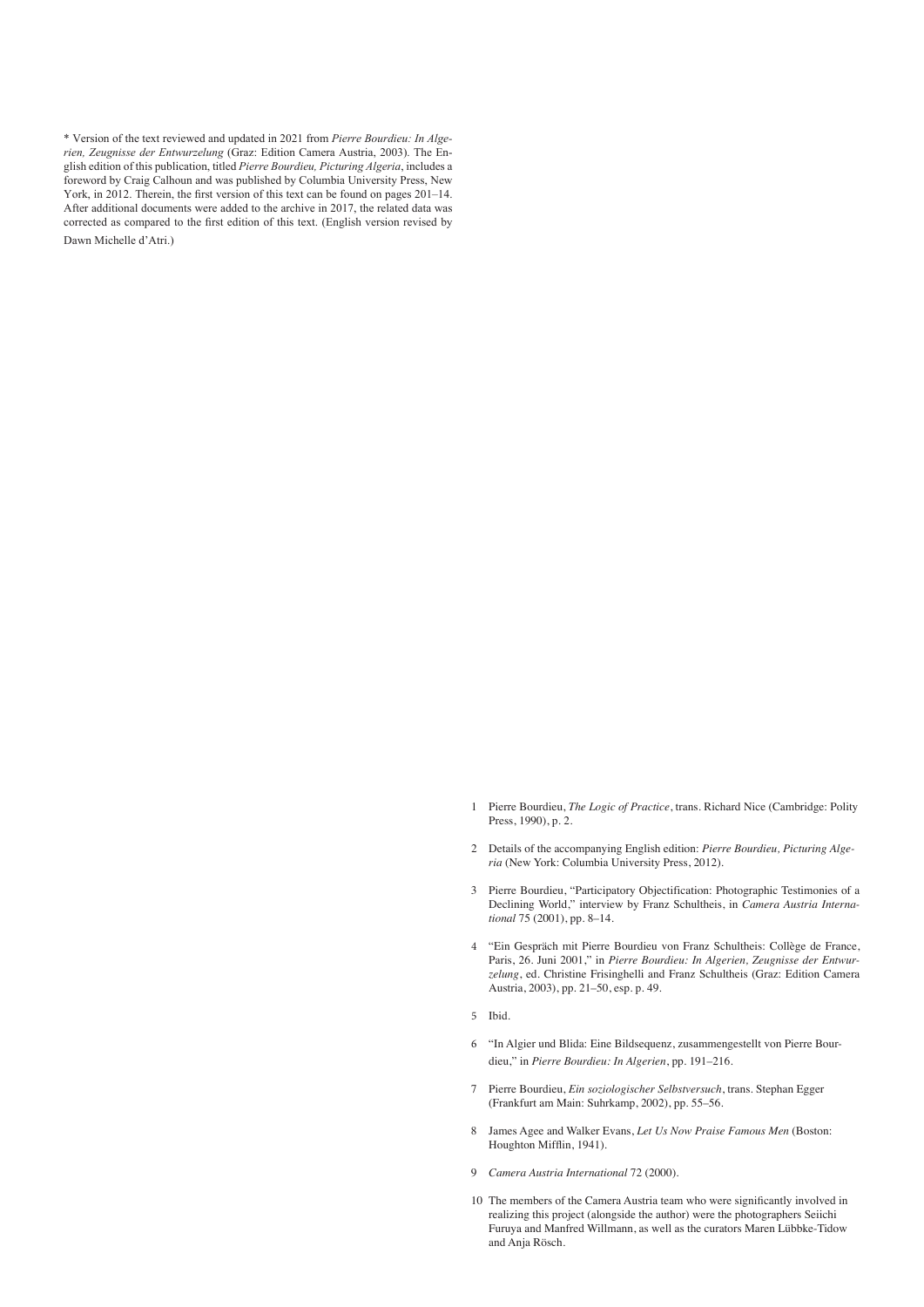\* Version of the text reviewed and updated in 2021 from *Pierre Bourdieu: In Algerien, Zeugnisse der Entwurzelung* (Graz: Edition Camera Austria, 2003). The English edition of this publication, titled *Pierre Bourdieu, Picturing Algeria*, includes a foreword by Craig Calhoun and was published by Columbia University Press, New York, in 2012. Therein, the first version of this text can be found on pages 201–14. After additional documents were added to the archive in 2017, the related data was corrected as compared to the first edition of this text. (English version revised by Dawn Michelle d'Atri.)

1 Pierre Bourdieu, *The Logic of Practice*, trans. Richard Nice (Cambridge: Polity Press, 1990), p. 2.

2 Details of the accompanying English edition: *Pierre Bourdieu, Picturing Algeria* (New York: Columbia University Press, 2012).

3 Pierre Bourdieu, "Participatory Objectification: Photographic Testimonies of a Declining World," interview by Franz Schultheis, in *Camera Austria International* 75 (2001), pp. 8–14.

4 "Ein Gespräch mit Pierre Bourdieu von Franz Schultheis: Collège de France, Paris, 26. Juni 2001," in *Pierre Bourdieu: In Algerien, Zeugnisse der Entwurzelung*, ed. Christine Frisinghelli and Franz Schultheis (Graz: Edition Camera Austria, 2003), pp. 21–50, esp. p. 49.

5 Ibid.

6 "In Algier und Blida: Eine Bildsequenz, zusammengestellt von Pierre Bourdieu," in *Pierre Bourdieu: In Algerien*, pp. 191–216.

7 Pierre Bourdieu, *Ein soziologischer Selbstversuch*, trans. Stephan Egger (Frankfurt am Main: Suhrkamp, 2002), pp. 55–56.

8 James Agee and Walker Evans, *Let Us Now Praise Famous Men* (Boston: Houghton Mifflin, 1941).

9 *Camera Austria International* 72 (2000).

10 The members of the Camera Austria team who were significantly involved in realizing this project (alongside the author) were the photographers Seiichi Furuya and Manfred Willmann, as well as the curators Maren Lübbke-Tidow and Anja Rösch.